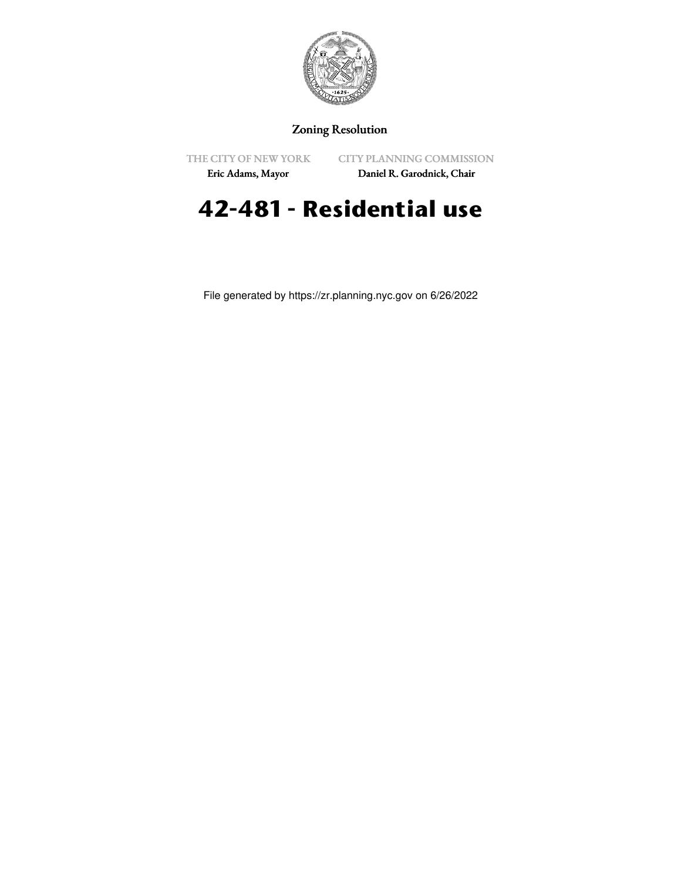Zoning Resolution

THE CITY OF NEW YORK
Eric Adams, Mayor

CITY PLANNING COMMISSION
Daniel R. Garodnick, Chair

# 42-481 - Residential use

File generated by https://zr.planning.nyc.gov on 6/26/2022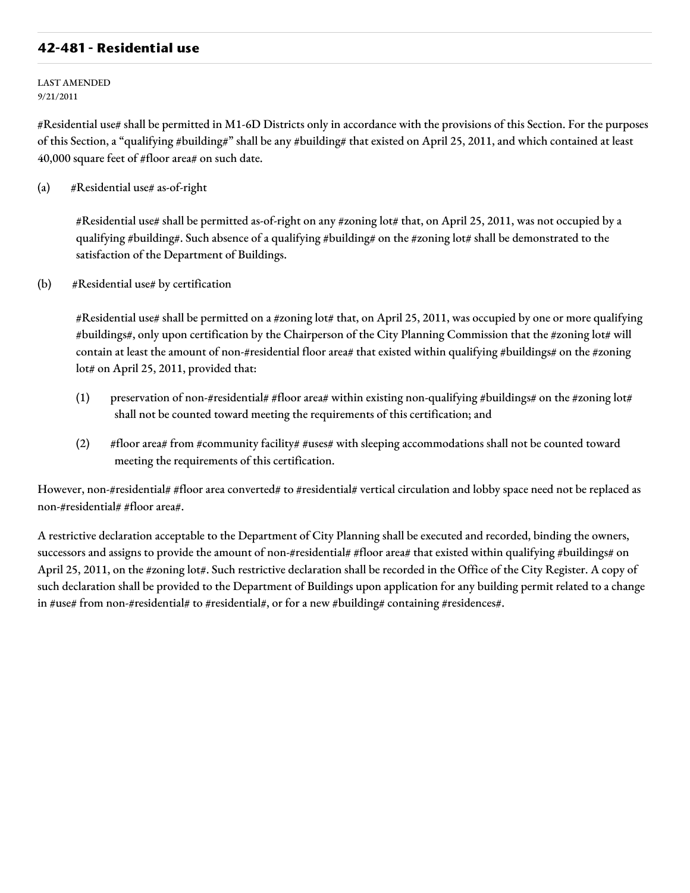## 42-481 - Residential use

LAST AMENDED
9/21/2011

#Residential use# shall be permitted in M1-6D Districts only in accordance with the provisions of this Section. For the purposes of this Section, a "qualifying #building#" shall be any #building# that existed on April 25, 2011, and which contained at least 40,000 square feet of #floor area# on such date.

(a) #Residential use# as-of-right

#Residential use# shall be permitted as-of-right on any #zoning lot# that, on April 25, 2011, was not occupied by a qualifying #building#. Such absence of a qualifying #building# on the #zoning lot# shall be demonstrated to the satisfaction of the Department of Buildings.

(b) #Residential use# by certification

#Residential use# shall be permitted on a #zoning lot# that, on April 25, 2011, was occupied by one or more qualifying #buildings#, only upon certification by the Chairperson of the City Planning Commission that the #zoning lot# will contain at least the amount of non-#residential floor area# that existed within qualifying #buildings# on the #zoning lot# on April 25, 2011, provided that:

(1) preservation of non-#residential# #floor area# within existing non-qualifying #buildings# on the #zoning lot# shall not be counted toward meeting the requirements of this certification; and

(2) #floor area# from #community facility# #uses# with sleeping accommodations shall not be counted toward meeting the requirements of this certification.

However, non-#residential# #floor area converted# to #residential# vertical circulation and lobby space need not be replaced as non-#residential# #floor area#.

A restrictive declaration acceptable to the Department of City Planning shall be executed and recorded, binding the owners, successors and assigns to provide the amount of non-#residential# #floor area# that existed within qualifying #buildings# on April 25, 2011, on the #zoning lot#. Such restrictive declaration shall be recorded in the Office of the City Register. A copy of such declaration shall be provided to the Department of Buildings upon application for any building permit related to a change in #use# from non-#residential# to #residential#, or for a new #building# containing #residences#.